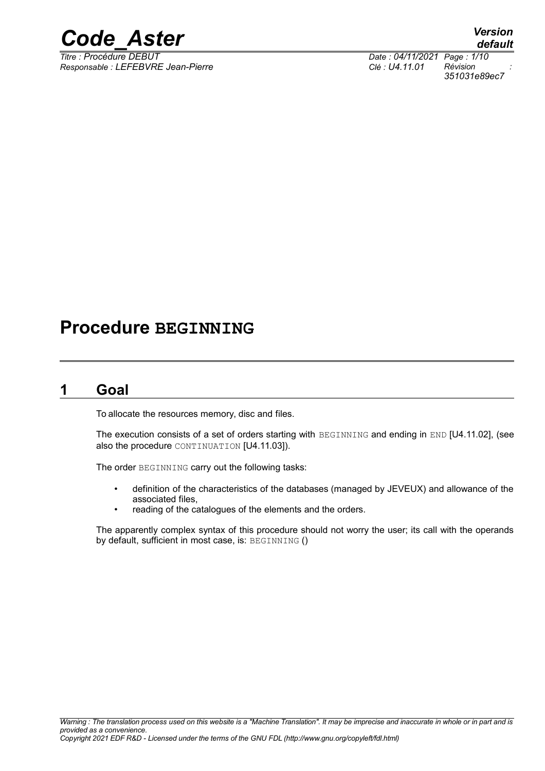# Procedure **BEGINNING**

## 1 Goal

To allocate the resources memory, disc and files.

The execution consists of a set of orders starting with BEGINNING and ending in END [U4.11.02], (see also the procedure CONTINUATION [U4.11.03]).

The order BEGINNING carry out the following tasks:

- definition of the characteristics of the databases (managed by JEVEUX) and allowance of the associated files,
- reading of the catalogues of the elements and the orders.

The apparently complex syntax of this procedure should not worry the user; its call with the operands by default, sufficient in most case, is: BEGINNING ()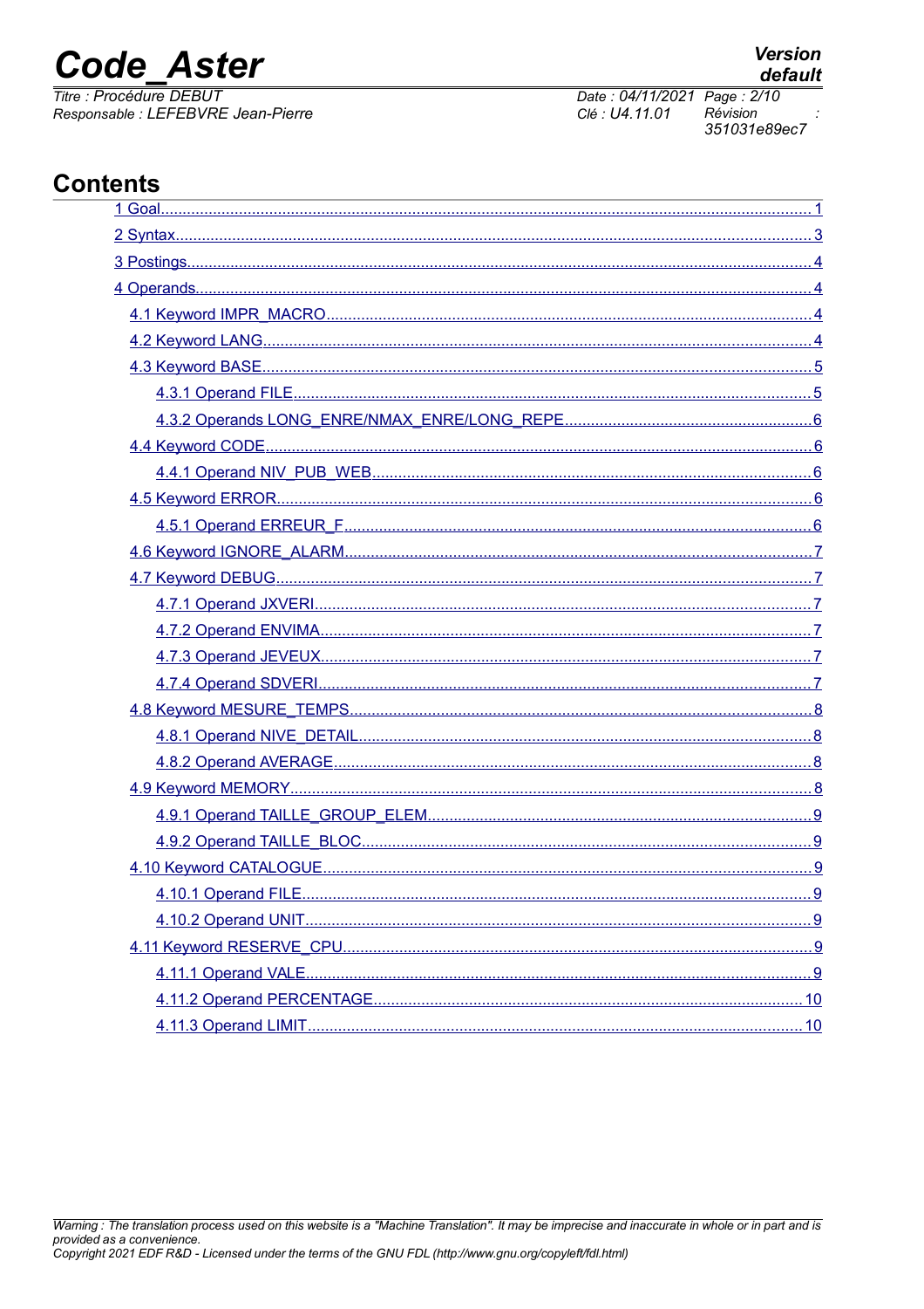## Contents

- 1 Goal........1
- 2 Syntax........3
- 3 Postings........4
- 4 Operands........4
  - 4.1 Keyword IMPR_MACRO........4
  - 4.2 Keyword LANG........4
  - 4.3 Keyword BASE........5
    - 4.3.1 Operand FILE........5
    - 4.3.2 Operands LONG_ENRE/NMAX_ENRE/LONG_REPE........6
  - 4.4 Keyword CODE........6
    - 4.4.1 Operand NIV_PUB_WEB........6
  - 4.5 Keyword ERROR........6
    - 4.5.1 Operand ERREUR_F........6
  - 4.6 Keyword IGNORE_ALARM........7
  - 4.7 Keyword DEBUG........7
    - 4.7.1 Operand JXVERI........7
    - 4.7.2 Operand ENVIMA........7
    - 4.7.3 Operand JEVEUX........7
    - 4.7.4 Operand SDVERI........7
  - 4.8 Keyword MESURE_TEMPS........8
    - 4.8.1 Operand NIVE_DETAIL........8
    - 4.8.2 Operand AVERAGE........8
  - 4.9 Keyword MEMORY........8
    - 4.9.1 Operand TAILLE_GROUP_ELEM........9
    - 4.9.2 Operand TAILLE_BLOC........9
  - 4.10 Keyword CATALOGUE........9
    - 4.10.1 Operand FILE........9
    - 4.10.2 Operand UNIT........9
  - 4.11 Keyword RESERVE_CPU........9
    - 4.11.1 Operand VALE........9
    - 4.11.2 Operand PERCENTAGE........10
    - 4.11.3 Operand LIMIT........10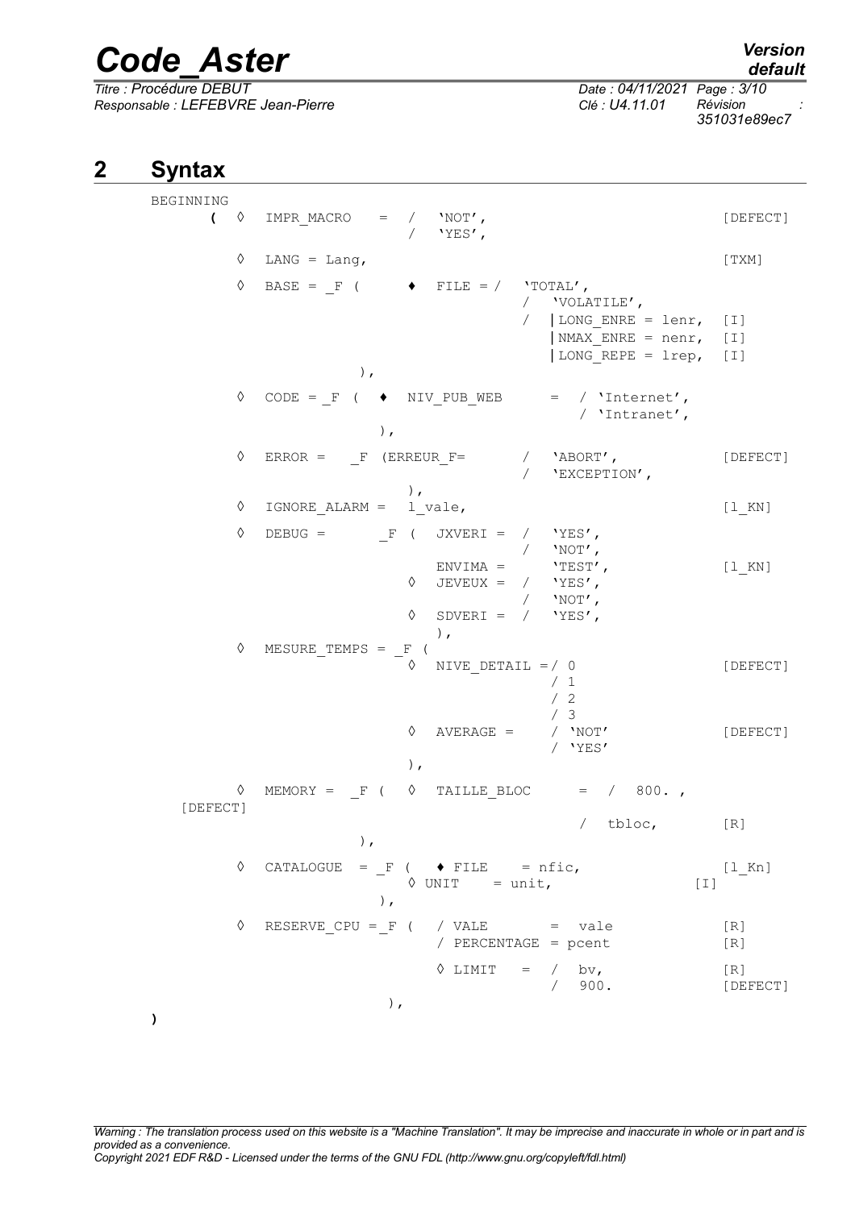## 2 Syntax

```
BEGINNING
    (  ◊  IMPR_MACRO    =  /   'NOT',                                  [DEFECT]
                           /   'YES',

       ◊  LANG = Lang,                                                 [TXM]

       ◊  BASE = _F (      ♦  FILE = /  'TOTAL',
                                     /   'VOLATILE',
                                     /   |LONG_ENRE = lenr,  [I]
                                         |NMAX_ENRE = nenr,  [I]
                                         |LONG_REPE = lrep,  [I]
                    ),

       ◊  CODE = _F (  ♦  NIV_PUB_WEB      =  / 'Internet',
                                              / 'Intranet',
                      ),

       ◊  ERROR =   _F (ERREUR_F=        /   'ABORT',                  [DEFECT]
                                         /   'EXCEPTION',
                         ),
       ◊  IGNORE_ALARM =   l_vale,                                     [l_KN]

       ◊  DEBUG =       _F (  JXVERI =  /   'YES',
                                        /   'NOT',
                              ENVIMA =      'TEST',                    [l_KN]
                           ◊  JEVEUX =  /   'YES',
                                        /   'NOT',
                           ◊  SDVERI =  /   'YES',
                              ),
       ◊  MESURE_TEMPS = _F (
                           ◊  NIVE_DETAIL =/ 0                         [DEFECT]
                                           / 1
                                           / 2
                                           / 3
                           ◊  AVERAGE =    / 'NOT'                     [DEFECT]
                                           / 'YES'
                           ),

       ◊  MEMORY =  _F (  ◊  TAILLE_BLOC     =  /  800. ,
   [DEFECT]
                                                /  tbloc,        [R]
                    ),

       ◊  CATALOGUE  = _F (  ♦ FILE    = nfic,                         [l_Kn]
                             ◊ UNIT    = unit,                 [I]
                      ),

       ◊  RESERVE_CPU = _F (  / VALE        =  vale                    [R]
                              / PERCENTAGE  = pcent                    [R]

                              ◊ LIMIT    =  /  bv,                     [R]
                                            /  900.                    [DEFECT]
                        ),
)
```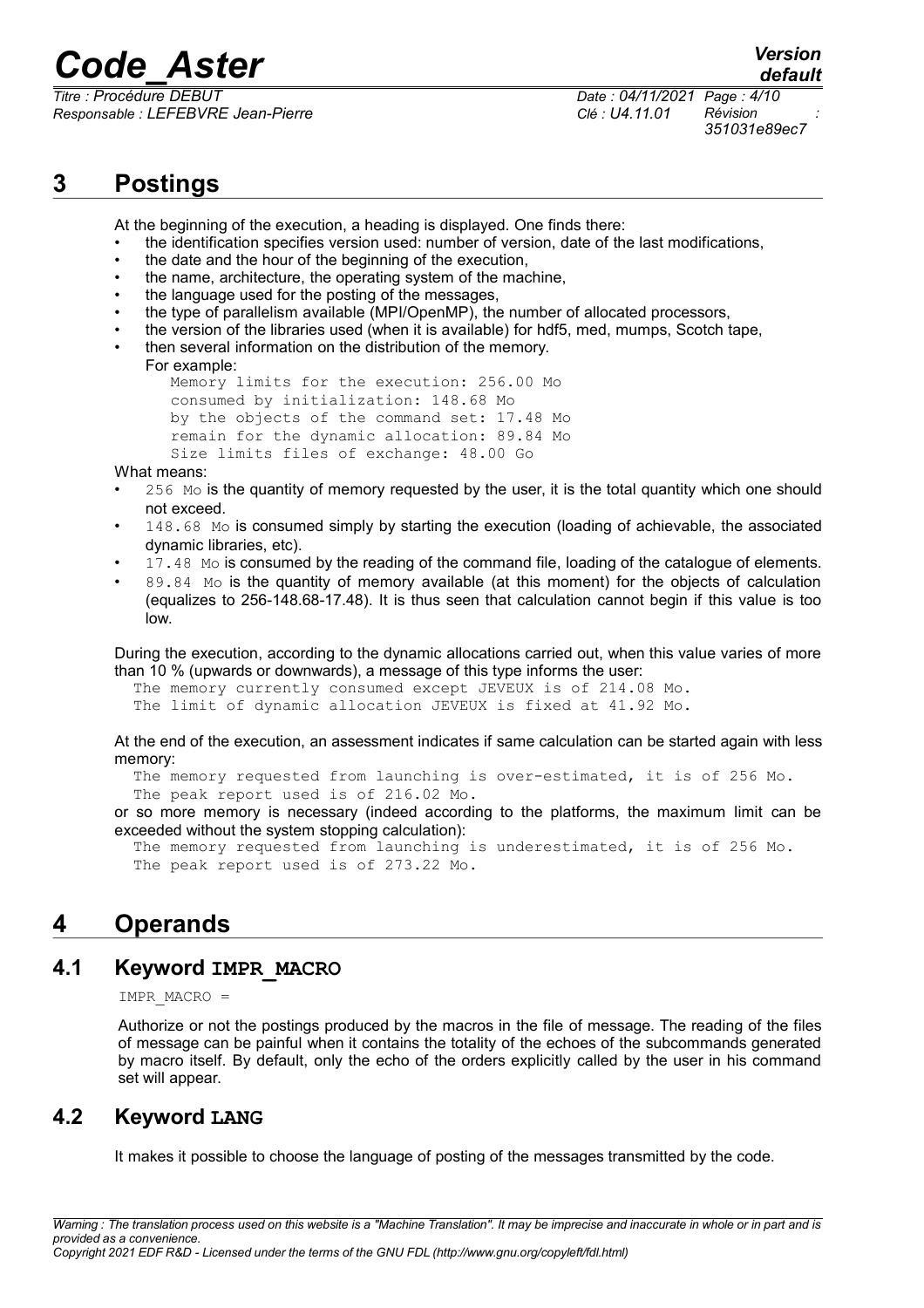# 3 Postings

At the beginning of the execution, a heading is displayed. One finds there:

- the identification specifies version used: number of version, date of the last modifications,
- the date and the hour of the beginning of the execution,
- the name, architecture, the operating system of the machine,
- the language used for the posting of the messages,
- the type of parallelism available (MPI/OpenMP), the number of allocated processors,
- the version of the libraries used (when it is available) for hdf5, med, mumps, Scotch tape,
- then several information on the distribution of the memory.

  For example:

```
Memory limits for the execution: 256.00 Mo
consumed by initialization: 148.68 Mo
by the objects of the command set: 17.48 Mo
remain for the dynamic allocation: 89.84 Mo
Size limits files of exchange: 48.00 Go
```

What means:

- `256 Mo` is the quantity of memory requested by the user, it is the total quantity which one should not exceed.
- `148.68 Mo` is consumed simply by starting the execution (loading of achievable, the associated dynamic libraries, etc).
- `17.48 Mo` is consumed by the reading of the command file, loading of the catalogue of elements.
- `89.84 Mo` is the quantity of memory available (at this moment) for the objects of calculation (equalizes to 256-148.68-17.48). It is thus seen that calculation cannot begin if this value is too low.

During the execution, according to the dynamic allocations carried out, when this value varies of more than 10 % (upwards or downwards), a message of this type informs the user:

```
The memory currently consumed except JEVEUX is of 214.08 Mo.
The limit of dynamic allocation JEVEUX is fixed at 41.92 Mo.
```

At the end of the execution, an assessment indicates if same calculation can be started again with less memory:

```
The memory requested from launching is over-estimated, it is of 256 Mo.
The peak report used is of 216.02 Mo.
```

or so more memory is necessary (indeed according to the platforms, the maximum limit can be exceeded without the system stopping calculation):

```
The memory requested from launching is underestimated, it is of 256 Mo.
The peak report used is of 273.22 Mo.
```

# 4 Operands

## 4.1 Keyword IMPR_MACRO

```
IMPR_MACRO =
```

Authorize or not the postings produced by the macros in the file of message. The reading of the files of message can be painful when it contains the totality of the echoes of the subcommands generated by macro itself. By default, only the echo of the orders explicitly called by the user in his command set will appear.

## 4.2 Keyword LANG

It makes it possible to choose the language of posting of the messages transmitted by the code.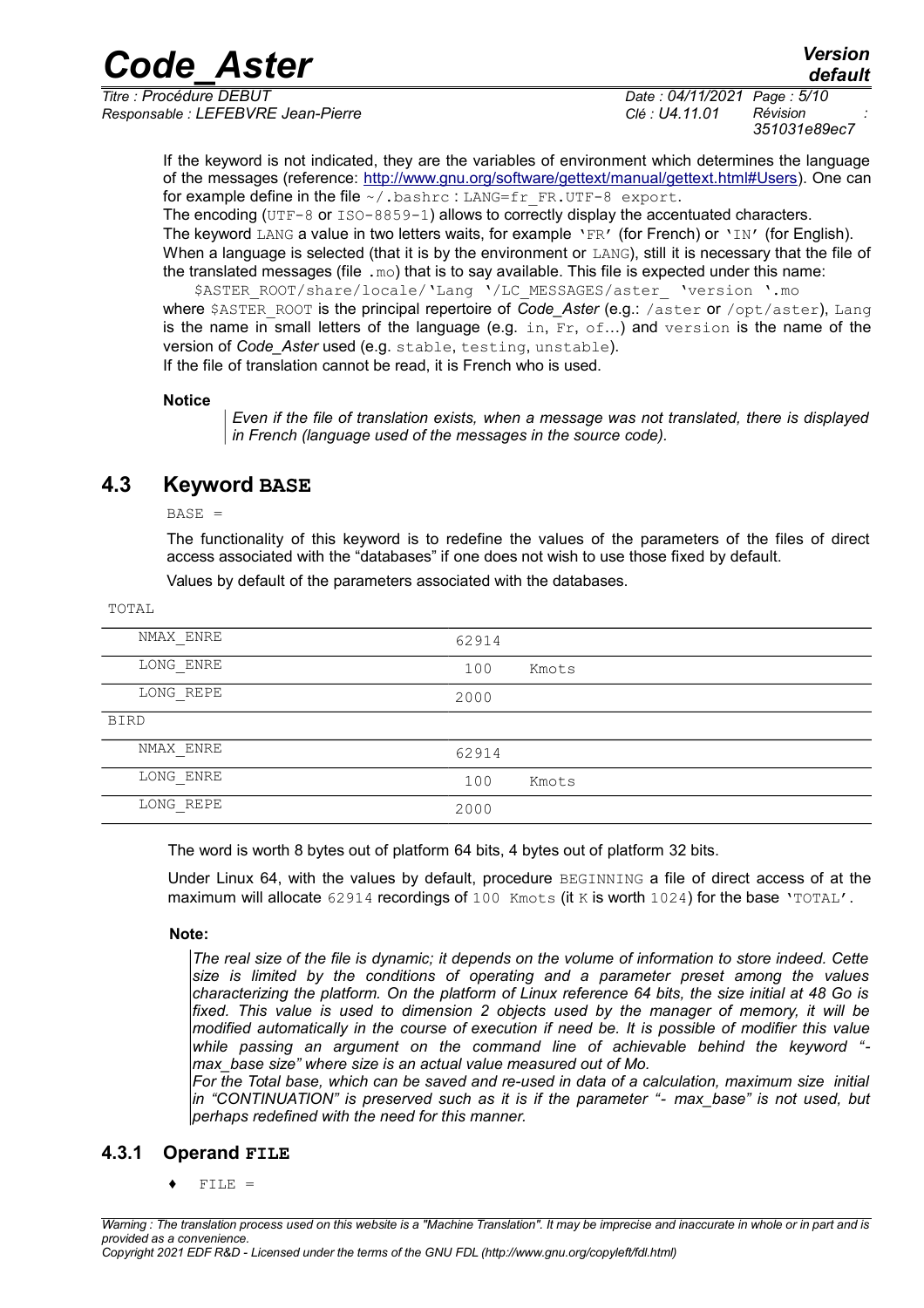If the keyword is not indicated, they are the variables of environment which determines the language of the messages (reference: http://www.gnu.org/software/gettext/manual/gettext.html#Users). One can for example define in the file `~/.bashrc` : `LANG=fr_FR.UTF-8 export`.

The encoding (`UTF-8` or `ISO-8859-1`) allows to correctly display the accentuated characters.

The keyword `LANG` a value in two letters waits, for example `'FR'` (for French) or `'IN'` (for English).

When a language is selected (that it is by the environment or `LANG`), still it is necessary that the file of the translated messages (file `.mo`) that is to say available. This file is expected under this name:

```
$ASTER_ROOT/share/locale/'Lang '/LC_MESSAGES/aster_ 'version '.mo
```

where `$ASTER_ROOT` is the principal repertoire of *Code_Aster* (e.g.: `/aster` or `/opt/aster`), `Lang` is the name in small letters of the language (e.g. `in`, `Fr`, `of`...) and `version` is the name of the version of *Code_Aster* used (e.g. `stable`, `testing`, `unstable`).

If the file of translation cannot be read, it is French who is used.

**Notice**

*Even if the file of translation exists, when a message was not translated, there is displayed in French (language used of the messages in the source code).*

## 4.3 Keyword BASE

`BASE =`

The functionality of this keyword is to redefine the values of the parameters of the files of direct access associated with the "databases" if one does not wish to use those fixed by default.

Values by default of the parameters associated with the databases.

| TOTAL | | |
|---|---|---|
| NMAX_ENRE | 62914 | |
| LONG_ENRE | 100 | Kmots |
| LONG_REPE | 2000 | |
| BIRD | | |
| NMAX_ENRE | 62914 | |
| LONG_ENRE | 100 | Kmots |
| LONG_REPE | 2000 | |

The word is worth 8 bytes out of platform 64 bits, 4 bytes out of platform 32 bits.

Under Linux 64, with the values by default, procedure `BEGINNING` a file of direct access of at the maximum will allocate `62914` recordings of `100 Kmots` (it `K` is worth `1024`) for the base `'TOTAL'`.

**Note:**

*The real size of the file is dynamic; it depends on the volume of information to store indeed. Cette size is limited by the conditions of operating and a parameter preset among the values characterizing the platform. On the platform of Linux reference 64 bits, the size initial at 48 Go is fixed. This value is used to dimension 2 objects used by the manager of memory, it will be modified automatically in the course of execution if need be. It is possible of modifier this value while passing an argument on the command line of achievable behind the keyword "-max_base size" where size is an actual value measured out of Mo.*

*For the Total base, which can be saved and re-used in data of a calculation, maximum size initial in "CONTINUATION" is preserved such as it is if the parameter "- max_base" is not used, but perhaps redefined with the need for this manner.*

### 4.3.1 Operand FILE

♦ `FILE =`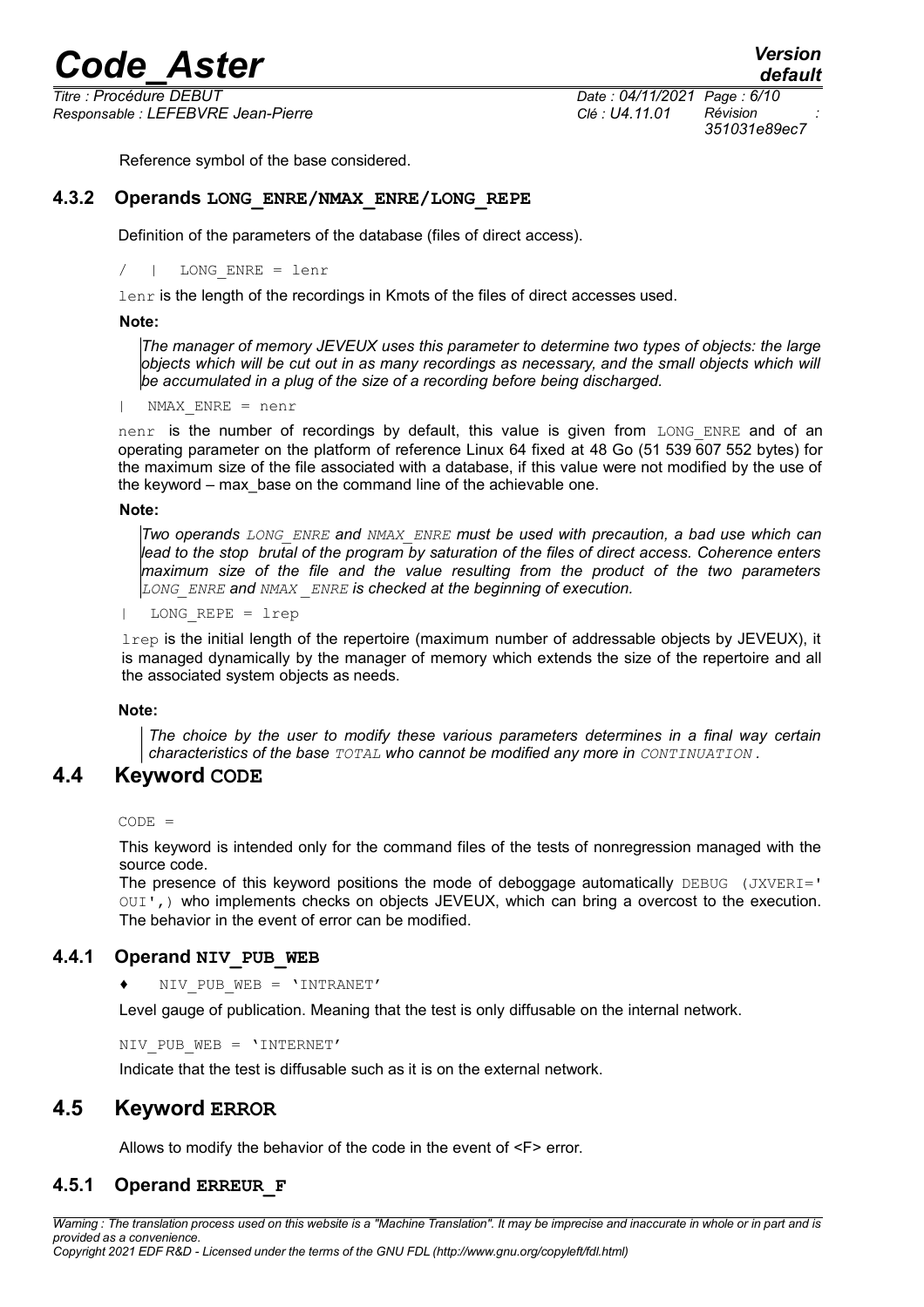Reference symbol of the base considered.

### 4.3.2 Operands LONG_ENRE/NMAX_ENRE/LONG_REPE

Definition of the parameters of the database (files of direct access).

```
/   |   LONG_ENRE = lenr
```

`lenr` is the length of the recordings in Kmots of the files of direct accesses used.

**Note:**

*The manager of memory JEVEUX uses this parameter to determine two types of objects: the large objects which will be cut out in as many recordings as necessary, and the small objects which will be accumulated in a plug of the size of a recording before being discharged.*

```
|   NMAX_ENRE = nenr
```

`nenr` is the number of recordings by default, this value is given from `LONG_ENRE` and of an operating parameter on the platform of reference Linux 64 fixed at 48 Go (51 539 607 552 bytes) for the maximum size of the file associated with a database, if this value were not modified by the use of the keyword – max_base on the command line of the achievable one.

**Note:**

*Two operands `LONG_ENRE` and `NMAX_ENRE` must be used with precaution, a bad use which can lead to the stop brutal of the program by saturation of the files of direct access. Coherence enters maximum size of the file and the value resulting from the product of the two parameters `LONG_ENRE` and `NMAX _ENRE` is checked at the beginning of execution.*

```
|   LONG_REPE = lrep
```

`lrep` is the initial length of the repertoire (maximum number of addressable objects by JEVEUX), it is managed dynamically by the manager of memory which extends the size of the repertoire and all the associated system objects as needs.

**Note:**

*The choice by the user to modify these various parameters determines in a final way certain characteristics of the base `TOTAL` who cannot be modified any more in `CONTINUATION`.*

## 4.4 Keyword CODE

```
CODE =
```

This keyword is intended only for the command files of the tests of nonregression managed with the source code.

The presence of this keyword positions the mode of deboggage automatically `DEBUG (JXVERI=' OUI',)` who implements checks on objects JEVEUX, which can bring a overcost to the execution. The behavior in the event of error can be modified.

### 4.4.1 Operand NIV_PUB_WEB

```
♦   NIV_PUB_WEB = 'INTRANET'
```

Level gauge of publication. Meaning that the test is only diffusable on the internal network.

```
NIV_PUB_WEB = 'INTERNET'
```

Indicate that the test is diffusable such as it is on the external network.

## 4.5 Keyword ERROR

Allows to modify the behavior of the code in the event of <F> error.

### 4.5.1 Operand ERREUR_F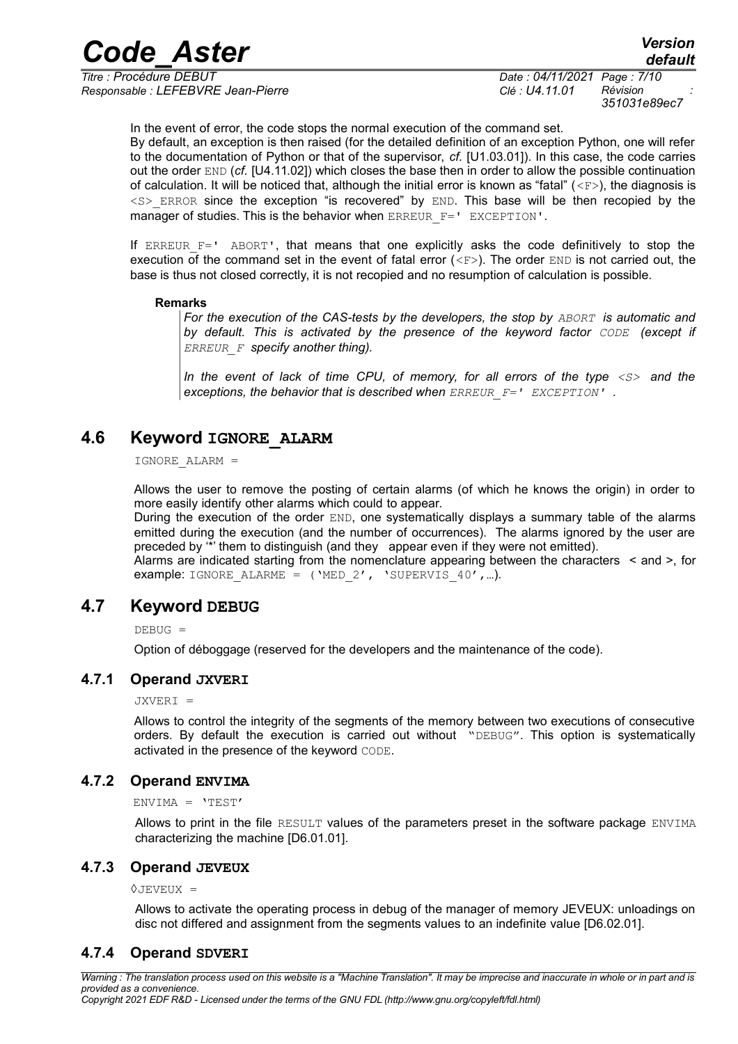In the event of error, the code stops the normal execution of the command set.

By default, an exception is then raised (for the detailed definition of an exception Python, one will refer to the documentation of Python or that of the supervisor, *cf.* [U1.03.01]). In this case, the code carries out the order `END` (*cf.* [U4.11.02]) which closes the base then in order to allow the possible continuation of calculation. It will be noticed that, although the initial error is known as "fatal" (`<F>`), the diagnosis is `<S>_ERROR` since the exception "is recovered" by `END`. This base will be then recopied by the manager of studies. This is the behavior when `ERREUR_F=' EXCEPTION'`.

If `ERREUR_F=' ABORT'`, that means that one explicitly asks the code definitively to stop the execution of the command set in the event of fatal error (`<F>`). The order `END` is not carried out, the base is thus not closed correctly, it is not recopied and no resumption of calculation is possible.

**Remarks**

*For the execution of the CAS-tests by the developers, the stop by `ABORT` is automatic and by default. This is activated by the presence of the keyword factor `CODE` (except if `ERREUR_F` specify another thing).*

*In the event of lack of time CPU, of memory, for all errors of the type `<S>` and the exceptions, the behavior that is described when `ERREUR_F=' EXCEPTION'` .*

## 4.6 Keyword IGNORE_ALARM

`IGNORE_ALARM =`

Allows the user to remove the posting of certain alarms (of which he knows the origin) in order to more easily identify other alarms which could to appear.

During the execution of the order `END`, one systematically displays a summary table of the alarms emitted during the execution (and the number of occurrences). The alarms ignored by the user are preceded by '*' them to distinguish (and they appear even if they were not emitted).

Alarms are indicated starting from the nomenclature appearing between the characters < and >, for example: `IGNORE_ALARME = ('MED_2', 'SUPERVIS_40',…)`.

## 4.7 Keyword DEBUG

`DEBUG =`

Option of déboggage (reserved for the developers and the maintenance of the code).

### 4.7.1 Operand JXVERI

`JXVERI =`

Allows to control the integrity of the segments of the memory between two executions of consecutive orders. By default the execution is carried out without "`DEBUG`". This option is systematically activated in the presence of the keyword `CODE`.

### 4.7.2 Operand ENVIMA

`ENVIMA = 'TEST'`

Allows to print in the file `RESULT` values of the parameters preset in the software package `ENVIMA` characterizing the machine [D6.01.01].

### 4.7.3 Operand JEVEUX

`◊JEVEUX =`

Allows to activate the operating process in debug of the manager of memory JEVEUX: unloadings on disc not differed and assignment from the segments values to an indefinite value [D6.02.01].

### 4.7.4 Operand SDVERI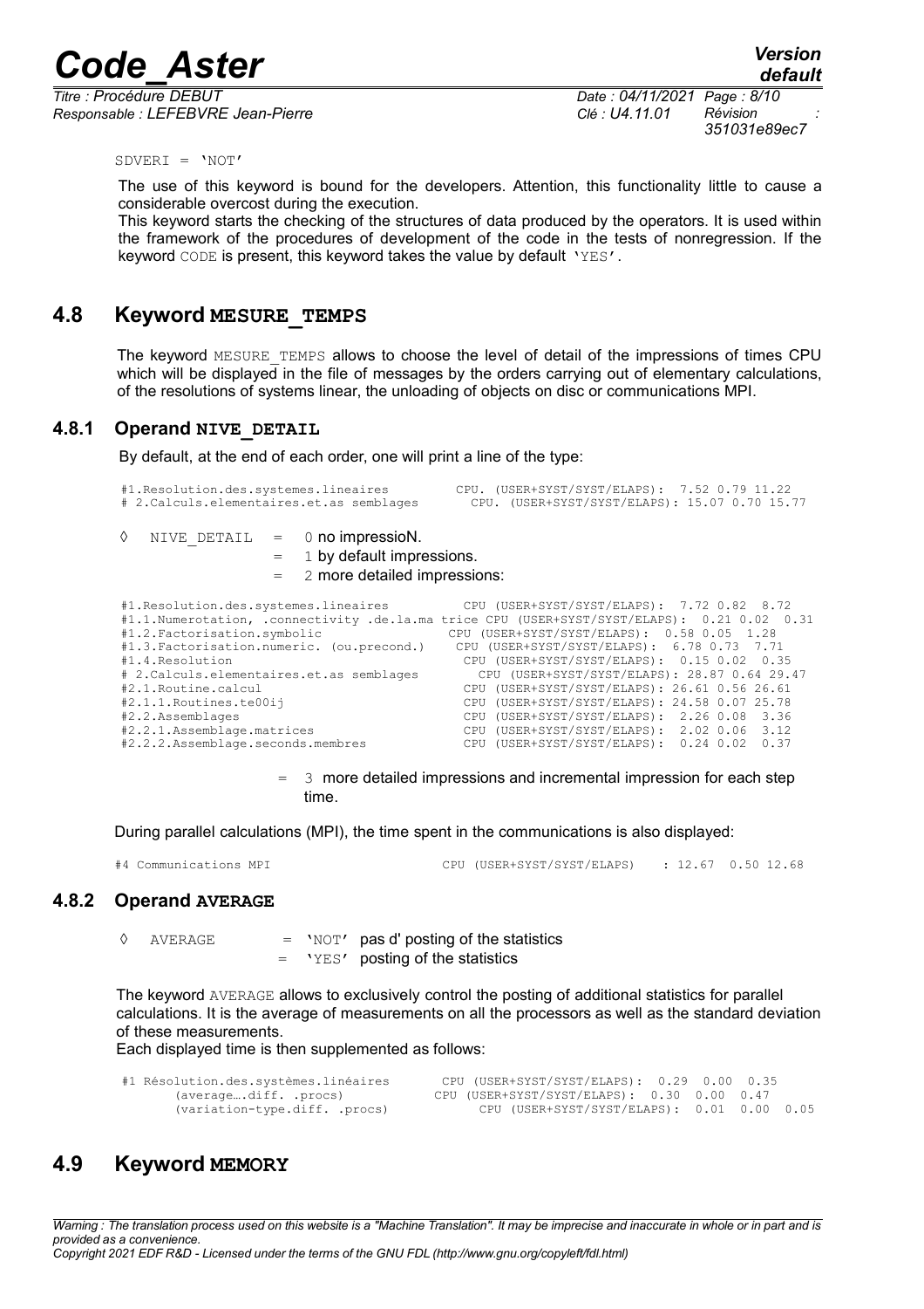```
SDVERI = 'NOT'
```

The use of this keyword is bound for the developers. Attention, this functionality little to cause a considerable overcost during the execution.
This keyword starts the checking of the structures of data produced by the operators. It is used within the framework of the procedures of development of the code in the tests of nonregression. If the keyword CODE is present, this keyword takes the value by default 'YES'.

## 4.8 Keyword MESURE_TEMPS

The keyword MESURE_TEMPS allows to choose the level of detail of the impressions of times CPU which will be displayed in the file of messages by the orders carrying out of elementary calculations, of the resolutions of systems linear, the unloading of objects on disc or communications MPI.

### 4.8.1 Operand NIVE_DETAIL

By default, at the end of each order, one will print a line of the type:

```
#1.Resolution.des.systemes.lineaires         CPU. (USER+SYST/SYST/ELAPS):  7.52 0.79 11.22
# 2.Calculs.elementaires.et.as semblages      CPU. (USER+SYST/SYST/ELAPS): 15.07 0.70 15.77
```

◊ NIVE_DETAIL = 0 no impressioN.
= 1 by default impressions.
= 2 more detailed impressions:

```
#1.Resolution.des.systemes.lineaires          CPU (USER+SYST/SYST/ELAPS):  7.72 0.82  8.72
#1.1.Numerotation, .connectivity .de.la.ma trice CPU (USER+SYST/SYST/ELAPS):  0.21 0.02  0.31
#1.2.Factorisation.symbolic                  CPU (USER+SYST/SYST/ELAPS):  0.58 0.05  1.28
#1.3.Factorisation.numeric. (ou.precond.)    CPU (USER+SYST/SYST/ELAPS):  6.78 0.73  7.71
#1.4.Resolution                               CPU (USER+SYST/SYST/ELAPS):  0.15 0.02  0.35
# 2.Calculs.elementaires.et.as semblages        CPU (USER+SYST/SYST/ELAPS): 28.87 0.64 29.47
#2.1.Routine.calcul                           CPU (USER+SYST/SYST/ELAPS): 26.61 0.56 26.61
#2.1.1.Routines.te00ij                        CPU (USER+SYST/SYST/ELAPS): 24.58 0.07 25.78
#2.2.Assemblages                              CPU (USER+SYST/SYST/ELAPS):  2.26 0.08  3.36
#2.2.1.Assemblage.matrices                    CPU (USER+SYST/SYST/ELAPS):  2.02 0.06  3.12
#2.2.2.Assemblage.seconds.membres             CPU (USER+SYST/SYST/ELAPS):  0.24 0.02  0.37
```

= 3 more detailed impressions and incremental impression for each step time.

During parallel calculations (MPI), the time spent in the communications is also displayed:

```
#4 Communications MPI                         CPU (USER+SYST/SYST/ELAPS)    : 12.67  0.50 12.68
```

### 4.8.2 Operand AVERAGE

◊ AVERAGE = 'NOT' pas d' posting of the statistics
= 'YES' posting of the statistics

The keyword AVERAGE allows to exclusively control the posting of additional statistics for parallel calculations. It is the average of measurements on all the processors as well as the standard deviation of these measurements.
Each displayed time is then supplemented as follows:

```
#1 Résolution.des.systèmes.linéaires       CPU (USER+SYST/SYST/ELAPS):  0.29  0.00  0.35
       (average….diff. .procs)           CPU (USER+SYST/SYST/ELAPS):  0.30  0.00  0.47
       (variation-type.diff. .procs)          CPU (USER+SYST/SYST/ELAPS):  0.01  0.00  0.05
```

## 4.9 Keyword MEMORY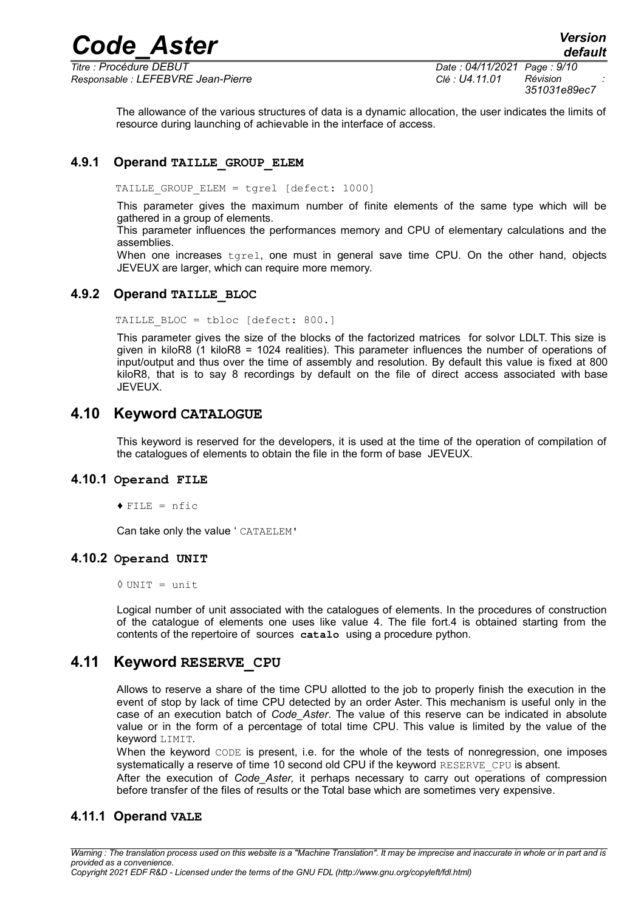The allowance of the various structures of data is a dynamic allocation, the user indicates the limits of resource during launching of achievable in the interface of access.

### 4.9.1 Operand TAILLE_GROUP_ELEM

```
TAILLE_GROUP_ELEM = tgrel [defect: 1000]
```

This parameter gives the maximum number of finite elements of the same type which will be gathered in a group of elements.

This parameter influences the performances memory and CPU of elementary calculations and the assemblies.

When one increases `tgrel`, one must in general save time CPU. On the other hand, objects JEVEUX are larger, which can require more memory.

### 4.9.2 Operand TAILLE_BLOC

```
TAILLE_BLOC = tbloc [defect: 800.]
```

This parameter gives the size of the blocks of the factorized matrices for solvor LDLT. This size is given in kiloR8 (1 kiloR8 = 1024 realities). This parameter influences the number of operations of input/output and thus over the time of assembly and resolution. By default this value is fixed at 800 kiloR8, that is to say 8 recordings by default on the file of direct access associated with base JEVEUX.

## 4.10 Keyword CATALOGUE

This keyword is reserved for the developers, it is used at the time of the operation of compilation of the catalogues of elements to obtain the file in the form of base JEVEUX.

### 4.10.1 Operand FILE

```
♦ FILE = nfic
```

Can take only the value ' `CATAELEM'`

### 4.10.2 Operand UNIT

```
◊ UNIT = unit
```

Logical number of unit associated with the catalogues of elements. In the procedures of construction of the catalogue of elements one uses like value 4. The file fort.4 is obtained starting from the contents of the repertoire of sources **catalo** using a procedure python.

## 4.11 Keyword RESERVE_CPU

Allows to reserve a share of the time CPU allotted to the job to properly finish the execution in the event of stop by lack of time CPU detected by an order Aster. This mechanism is useful only in the case of an execution batch of *Code_Aster*. The value of this reserve can be indicated in absolute value or in the form of a percentage of total time CPU. This value is limited by the value of the keyword `LIMIT`.

When the keyword `CODE` is present, i.e. for the whole of the tests of nonregression, one imposes systematically a reserve of time 10 second old CPU if the keyword `RESERVE_CPU` is absent.

After the execution of *Code_Aster,* it perhaps necessary to carry out operations of compression before transfer of the files of results or the Total base which are sometimes very expensive.

### 4.11.1 Operand VALE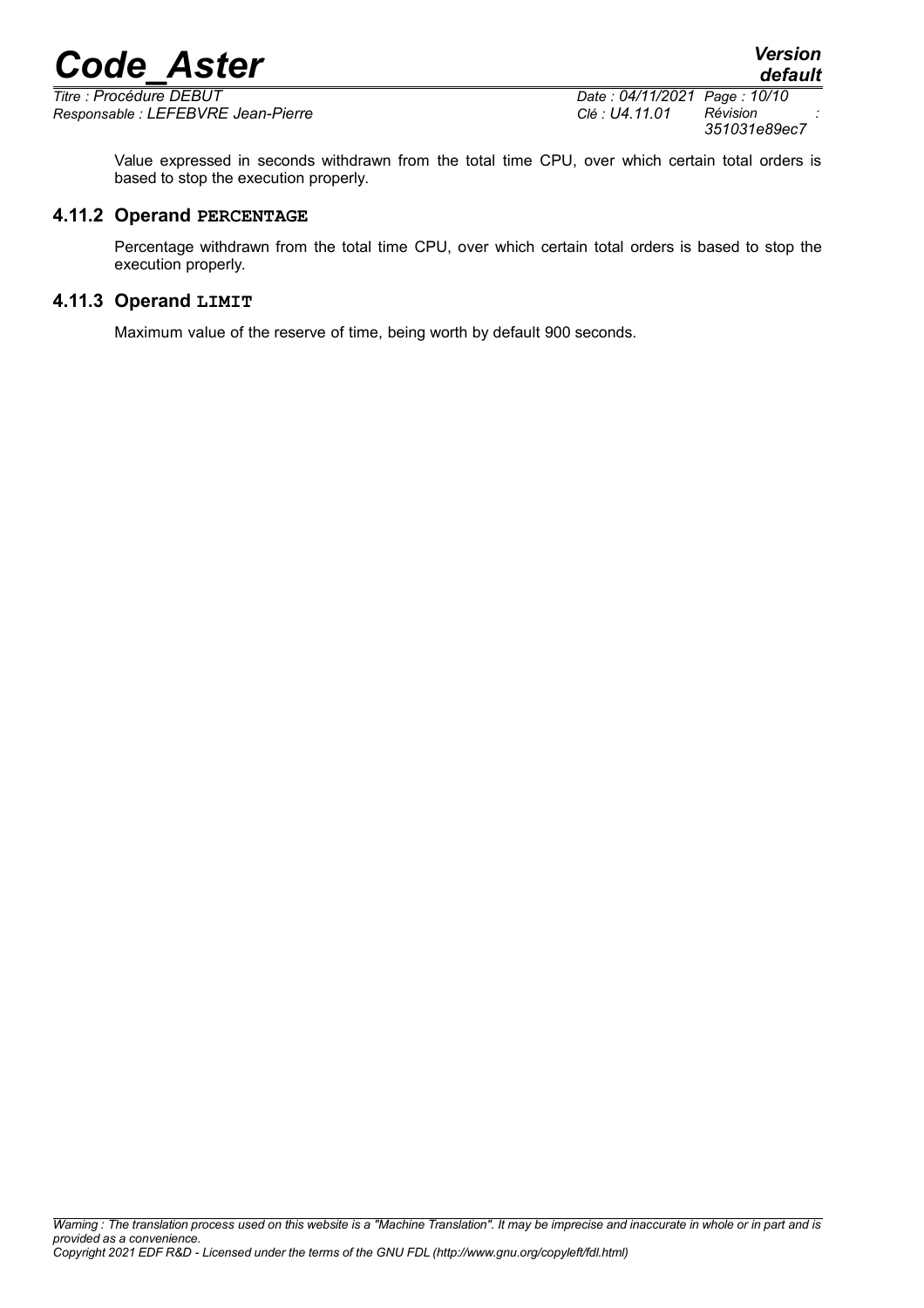Value expressed in seconds withdrawn from the total time CPU, over which certain total orders is based to stop the execution properly.

### 4.11.2 Operand PERCENTAGE

Percentage withdrawn from the total time CPU, over which certain total orders is based to stop the execution properly.

### 4.11.3 Operand LIMIT

Maximum value of the reserve of time, being worth by default 900 seconds.